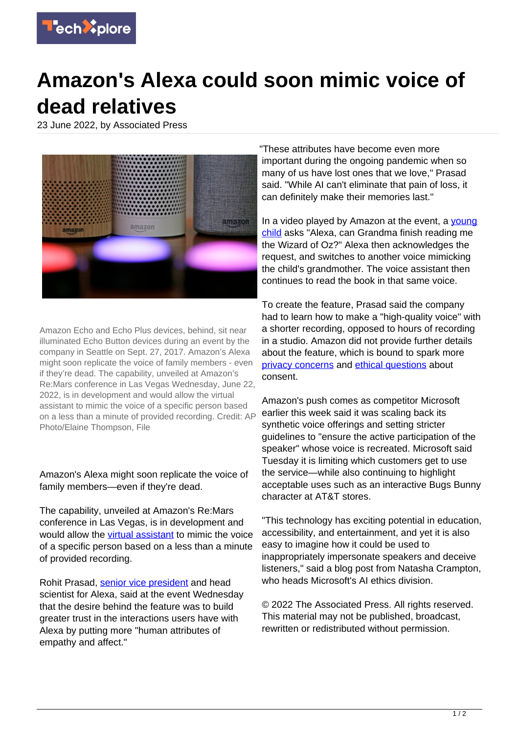# Amazon's Alexa could soon mimic voice of dead relatives

23 June 2022, by Associated Press

Amazon Echo and Echo Plus devices, behind, sit near illuminated Echo Button devices during an event by the company in Seattle on Sept. 27, 2017. Amazon's Alexa might soon replicate the voice of family members - even if they're dead. The capability, unveiled at Amazon's Re:Mars conference in Las Vegas Wednesday, June 22, 2022, is in development and would allow the virtual assistant to mimic the voice of a specific person based on a less than a minute of provided recording. Credit: AP Photo/Elaine Thompson, File

Amazon's Alexa might soon replicate the voice of family members—even if they're dead.

The capability, unveiled at Amazon's Re:Mars conference in Las Vegas, is in development and would allow the virtual assistant to mimic the voice of a specific person based on a less than a minute of provided recording.

Rohit Prasad, senior vice president and head scientist for Alexa, said at the event Wednesday that the desire behind the feature was to build greater trust in the interactions users have with Alexa by putting more "human attributes of empathy and affect."

"These attributes have become even more important during the ongoing pandemic when so many of us have lost ones that we love," Prasad said. "While AI can't eliminate that pain of loss, it can definitely make their memories last."

In a video played by Amazon at the event, a young child asks "Alexa, can Grandma finish reading me the Wizard of Oz?" Alexa then acknowledges the request, and switches to another voice mimicking the child's grandmother. The voice assistant then continues to read the book in that same voice.

To create the feature, Prasad said the company had to learn how to make a "high-quality voice" with a shorter recording, opposed to hours of recording in a studio. Amazon did not provide further details about the feature, which is bound to spark more privacy concerns and ethical questions about consent.

Amazon's push comes as competitor Microsoft earlier this week said it was scaling back its synthetic voice offerings and setting stricter guidelines to "ensure the active participation of the speaker" whose voice is recreated. Microsoft said Tuesday it is limiting which customers get to use the service—while also continuing to highlight acceptable uses such as an interactive Bugs Bunny character at AT&T stores.

"This technology has exciting potential in education, accessibility, and entertainment, and yet it is also easy to imagine how it could be used to inappropriately impersonate speakers and deceive listeners," said a blog post from Natasha Crampton, who heads Microsoft's AI ethics division.

© 2022 The Associated Press. All rights reserved. This material may not be published, broadcast, rewritten or redistributed without permission.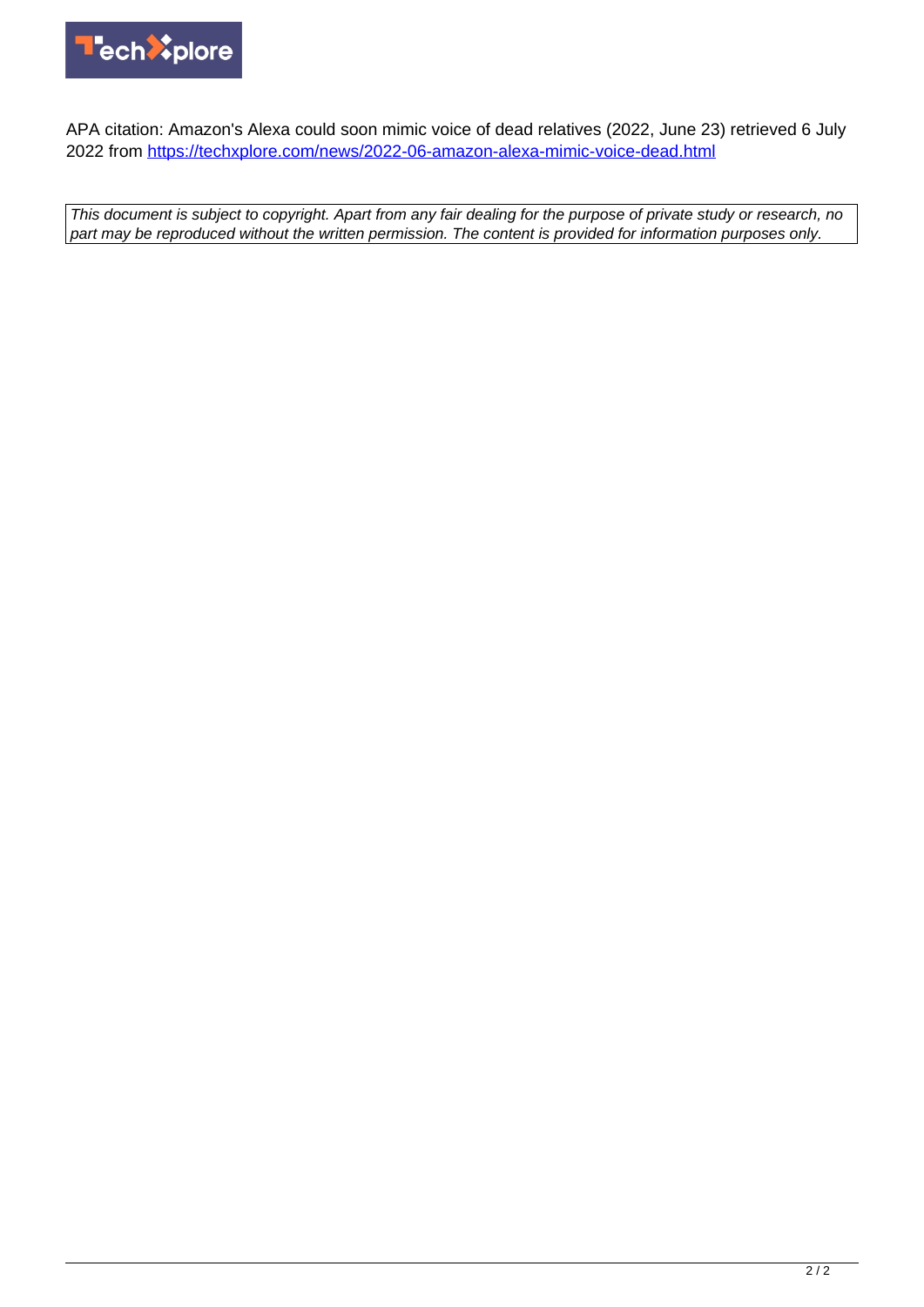APA citation: Amazon's Alexa could soon mimic voice of dead relatives (2022, June 23) retrieved 6 July 2022 from https://techxplore.com/news/2022-06-amazon-alexa-mimic-voice-dead.html

*This document is subject to copyright. Apart from any fair dealing for the purpose of private study or research, no part may be reproduced without the written permission. The content is provided for information purposes only.*